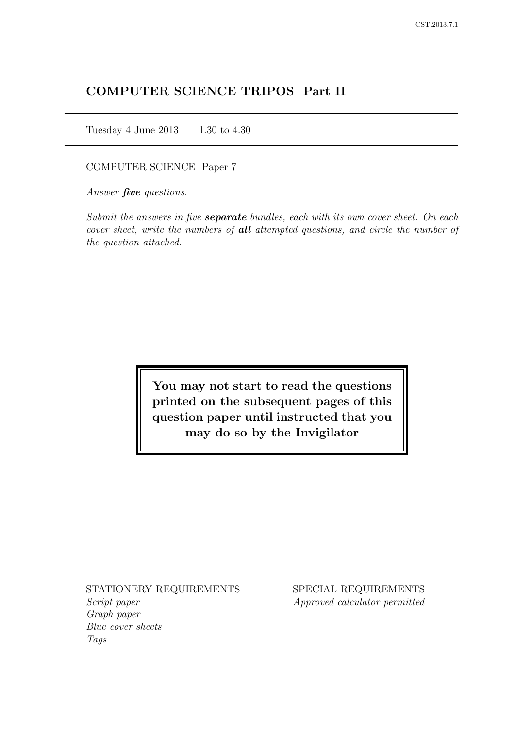# COMPUTER SCIENCE TRIPOS Part II

Tuesday 4 June 2013 1.30 to 4.30

COMPUTER SCIENCE Paper 7

*Answer **five** questions.*

*Submit the answers in five **separate** bundles, each with its own cover sheet. On each cover sheet, write the numbers of **all** attempted questions, and circle the number of the question attached.*

**You may not start to read the questions printed on the subsequent pages of this question paper until instructed that you may do so by the Invigilator**

STATIONERY REQUIREMENTS

*Script paper*
*Graph paper*
*Blue cover sheets*
*Tags*

SPECIAL REQUIREMENTS

*Approved calculator permitted*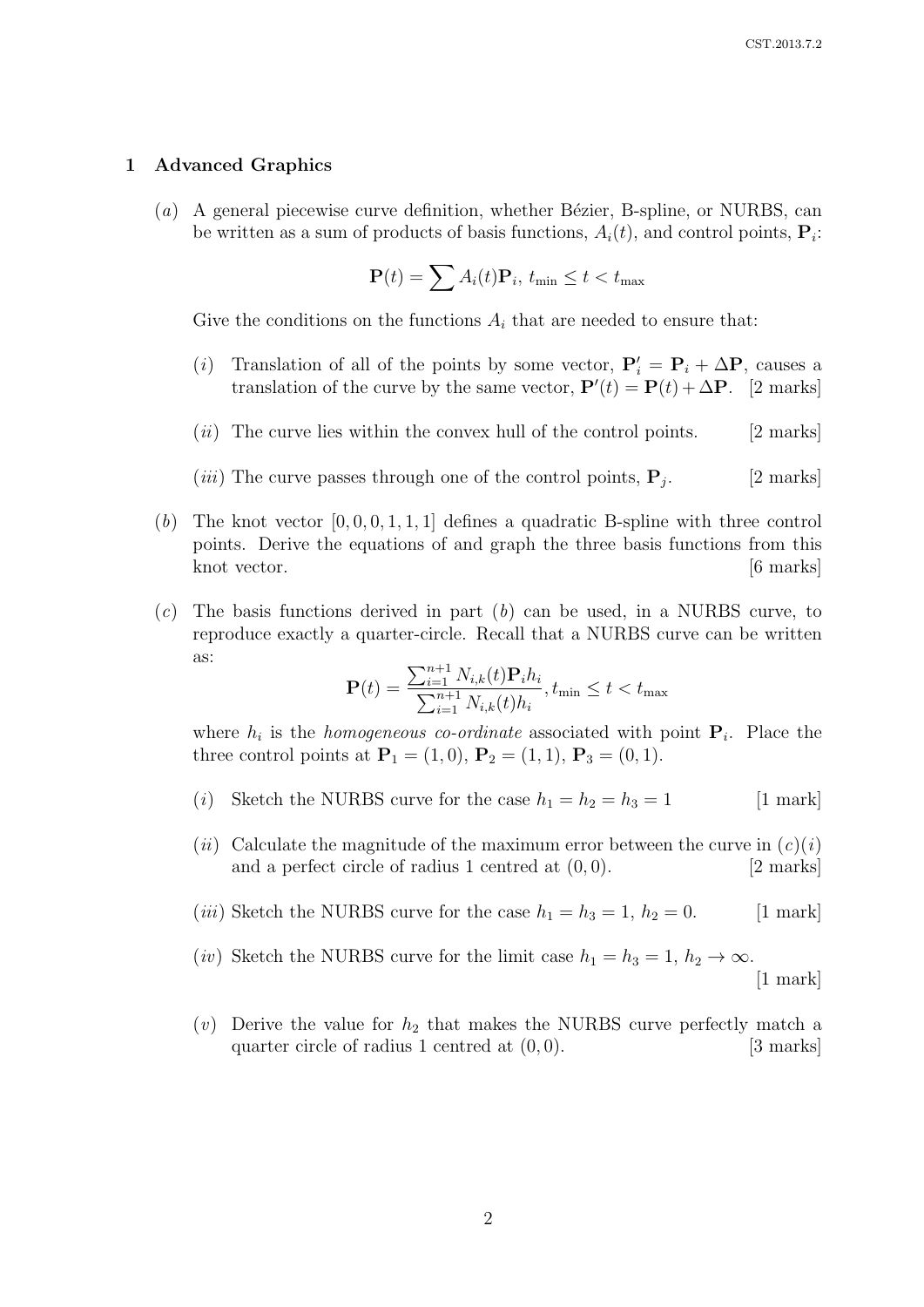## 1 Advanced Graphics

(*a*) A general piecewise curve definition, whether Bézier, B-spline, or NURBS, can be written as a sum of products of basis functions, $A_i(t)$, and control points, $\mathbf{P}_i$:

$$\mathbf{P}(t) = \sum A_i(t)\mathbf{P}_i,\ t_{\min} \leq t < t_{\max}$$

Give the conditions on the functions $A_i$ that are needed to ensure that:

(*i*) Translation of all of the points by some vector, $\mathbf{P}'_i = \mathbf{P}_i + \Delta\mathbf{P}$, causes a translation of the curve by the same vector, $\mathbf{P}'(t) = \mathbf{P}(t) + \Delta\mathbf{P}$. [2 marks]

(*ii*) The curve lies within the convex hull of the control points. [2 marks]

(*iii*) The curve passes through one of the control points, $\mathbf{P}_j$. [2 marks]

(*b*) The knot vector $[0, 0, 0, 1, 1, 1]$ defines a quadratic B-spline with three control points. Derive the equations of and graph the three basis functions from this knot vector. [6 marks]

(*c*) The basis functions derived in part (*b*) can be used, in a NURBS curve, to reproduce exactly a quarter-circle. Recall that a NURBS curve can be written as:

$$\mathbf{P}(t) = \frac{\sum_{i=1}^{n+1} N_{i,k}(t)\mathbf{P}_i h_i}{\sum_{i=1}^{n+1} N_{i,k}(t) h_i},\ t_{\min} \leq t < t_{\max}$$

where $h_i$ is the *homogeneous co-ordinate* associated with point $\mathbf{P}_i$. Place the three control points at $\mathbf{P}_1 = (1, 0)$, $\mathbf{P}_2 = (1, 1)$, $\mathbf{P}_3 = (0, 1)$.

(*i*) Sketch the NURBS curve for the case $h_1 = h_2 = h_3 = 1$ [1 mark]

(*ii*) Calculate the magnitude of the maximum error between the curve in (*c*)(*i*) and a perfect circle of radius 1 centred at $(0, 0)$. [2 marks]

(*iii*) Sketch the NURBS curve for the case $h_1 = h_3 = 1$, $h_2 = 0$. [1 mark]

(*iv*) Sketch the NURBS curve for the limit case $h_1 = h_3 = 1$, $h_2 \to \infty$. [1 mark]

(*v*) Derive the value for $h_2$ that makes the NURBS curve perfectly match a quarter circle of radius 1 centred at $(0, 0)$. [3 marks]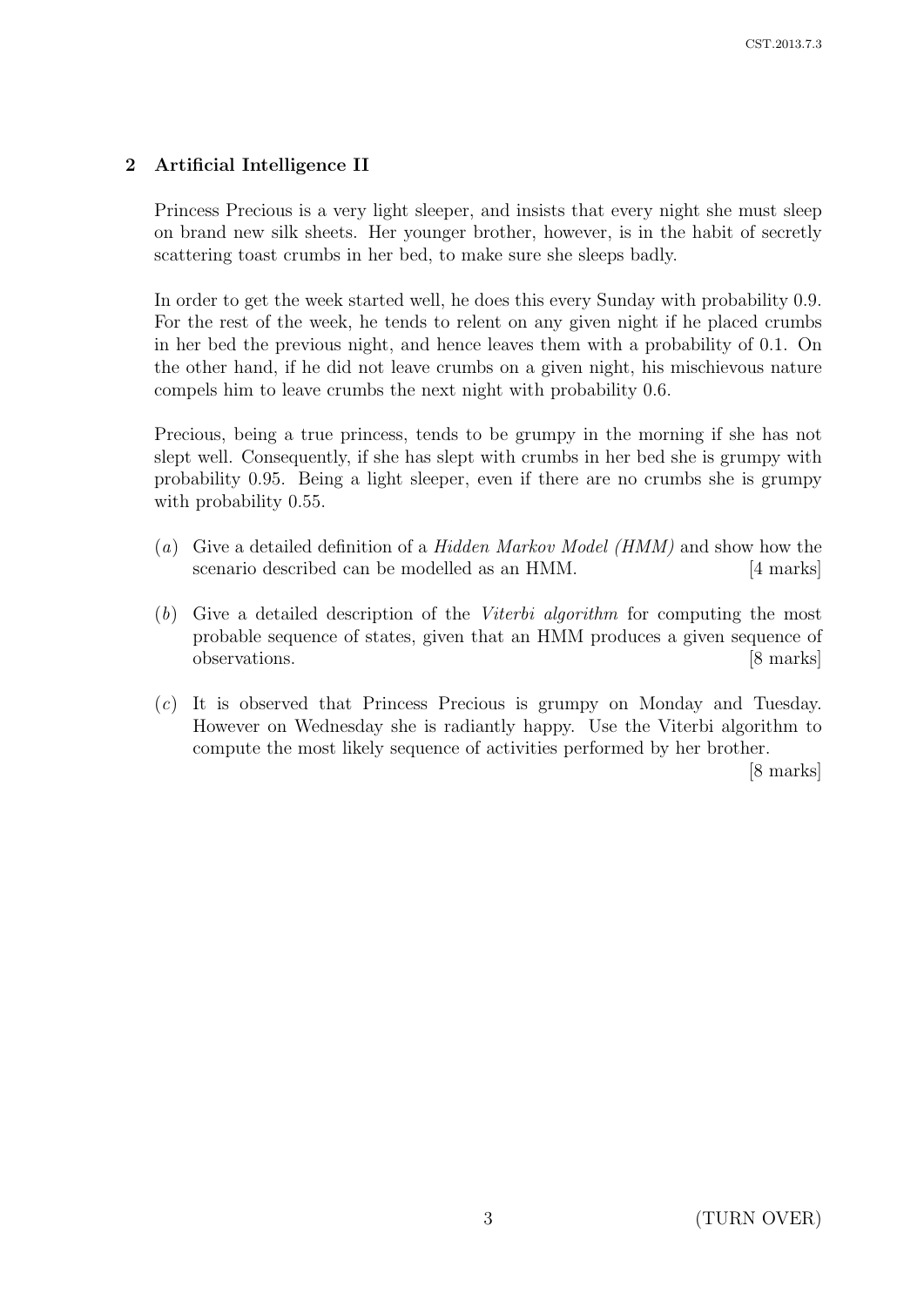## 2 Artificial Intelligence II

Princess Precious is a very light sleeper, and insists that every night she must sleep on brand new silk sheets. Her younger brother, however, is in the habit of secretly scattering toast crumbs in her bed, to make sure she sleeps badly.

In order to get the week started well, he does this every Sunday with probability 0.9. For the rest of the week, he tends to relent on any given night if he placed crumbs in her bed the previous night, and hence leaves them with a probability of 0.1. On the other hand, if he did not leave crumbs on a given night, his mischievous nature compels him to leave crumbs the next night with probability 0.6.

Precious, being a true princess, tends to be grumpy in the morning if she has not slept well. Consequently, if she has slept with crumbs in her bed she is grumpy with probability 0.95. Being a light sleeper, even if there are no crumbs she is grumpy with probability 0.55.

(*a*) Give a detailed definition of a *Hidden Markov Model (HMM)* and show how the scenario described can be modelled as an HMM. [4 marks]

(*b*) Give a detailed description of the *Viterbi algorithm* for computing the most probable sequence of states, given that an HMM produces a given sequence of observations. [8 marks]

(*c*) It is observed that Princess Precious is grumpy on Monday and Tuesday. However on Wednesday she is radiantly happy. Use the Viterbi algorithm to compute the most likely sequence of activities performed by her brother. [8 marks]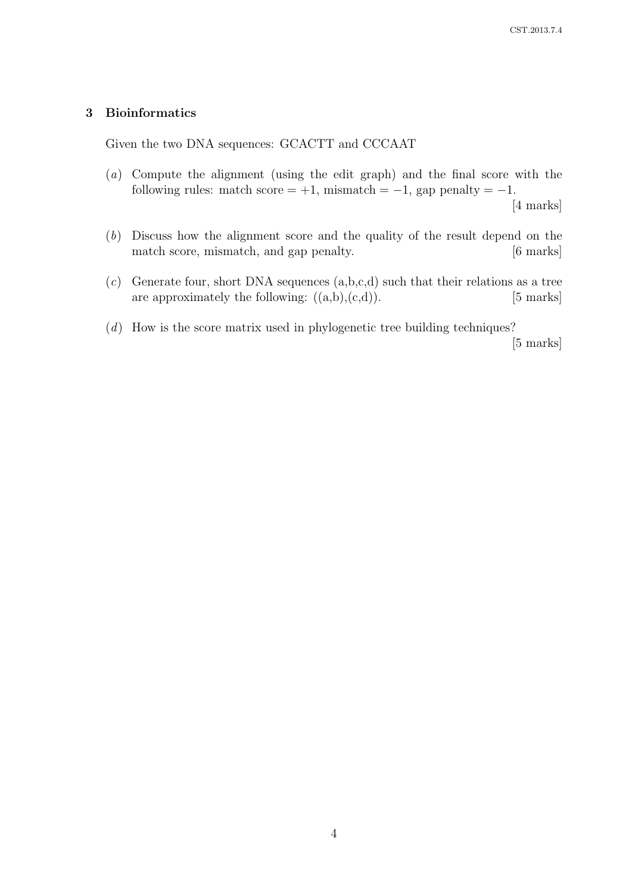## 3 Bioinformatics

Given the two DNA sequences: GCACTT and CCCAAT

(*a*) Compute the alignment (using the edit graph) and the final score with the following rules: match score = +1, mismatch = −1, gap penalty = −1. [4 marks]

(*b*) Discuss how the alignment score and the quality of the result depend on the match score, mismatch, and gap penalty. [6 marks]

(*c*) Generate four, short DNA sequences (a,b,c,d) such that their relations as a tree are approximately the following: ((a,b),(c,d)). [5 marks]

(*d*) How is the score matrix used in phylogenetic tree building techniques? [5 marks]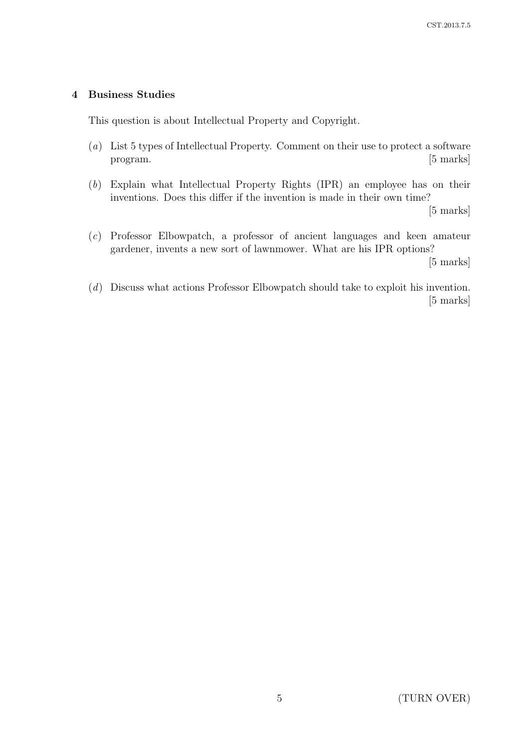## 4 Business Studies

This question is about Intellectual Property and Copyright.

(*a*) List 5 types of Intellectual Property. Comment on their use to protect a software program. [5 marks]

(*b*) Explain what Intellectual Property Rights (IPR) an employee has on their inventions. Does this differ if the invention is made in their own time? [5 marks]

(*c*) Professor Elbowpatch, a professor of ancient languages and keen amateur gardener, invents a new sort of lawnmower. What are his IPR options? [5 marks]

(*d*) Discuss what actions Professor Elbowpatch should take to exploit his invention. [5 marks]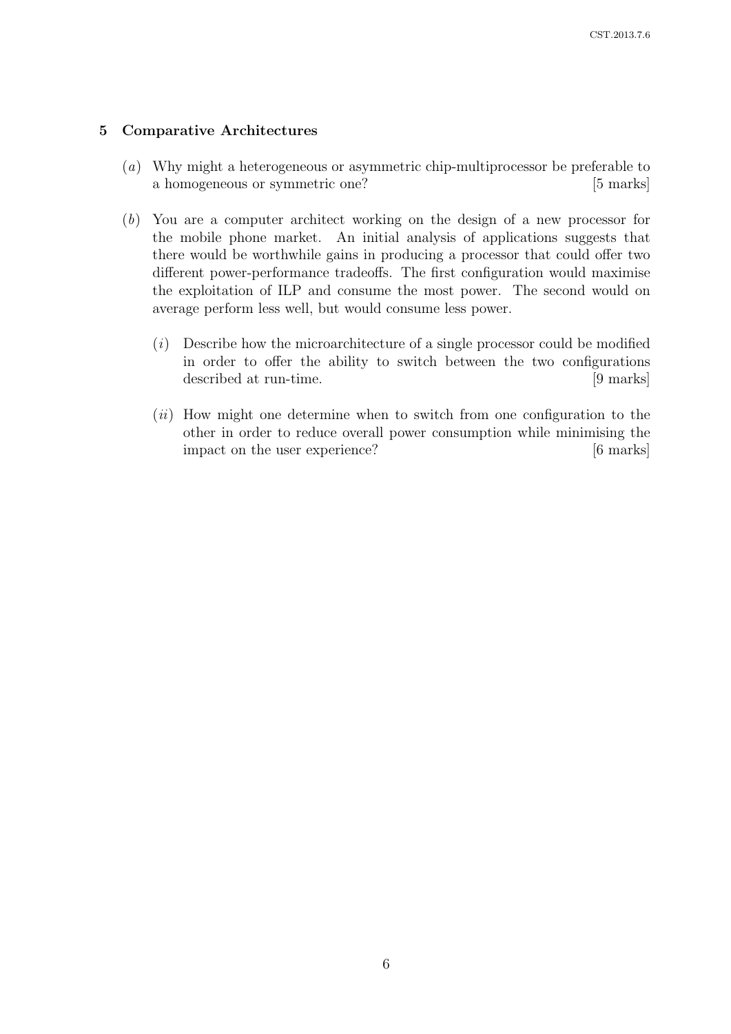## 5 Comparative Architectures

(*a*) Why might a heterogeneous or asymmetric chip-multiprocessor be preferable to a homogeneous or symmetric one? [5 marks]

(*b*) You are a computer architect working on the design of a new processor for the mobile phone market. An initial analysis of applications suggests that there would be worthwhile gains in producing a processor that could offer two different power-performance tradeoffs. The first configuration would maximise the exploitation of ILP and consume the most power. The second would on average perform less well, but would consume less power.

(*i*) Describe how the microarchitecture of a single processor could be modified in order to offer the ability to switch between the two configurations described at run-time. [9 marks]

(*ii*) How might one determine when to switch from one configuration to the other in order to reduce overall power consumption while minimising the impact on the user experience? [6 marks]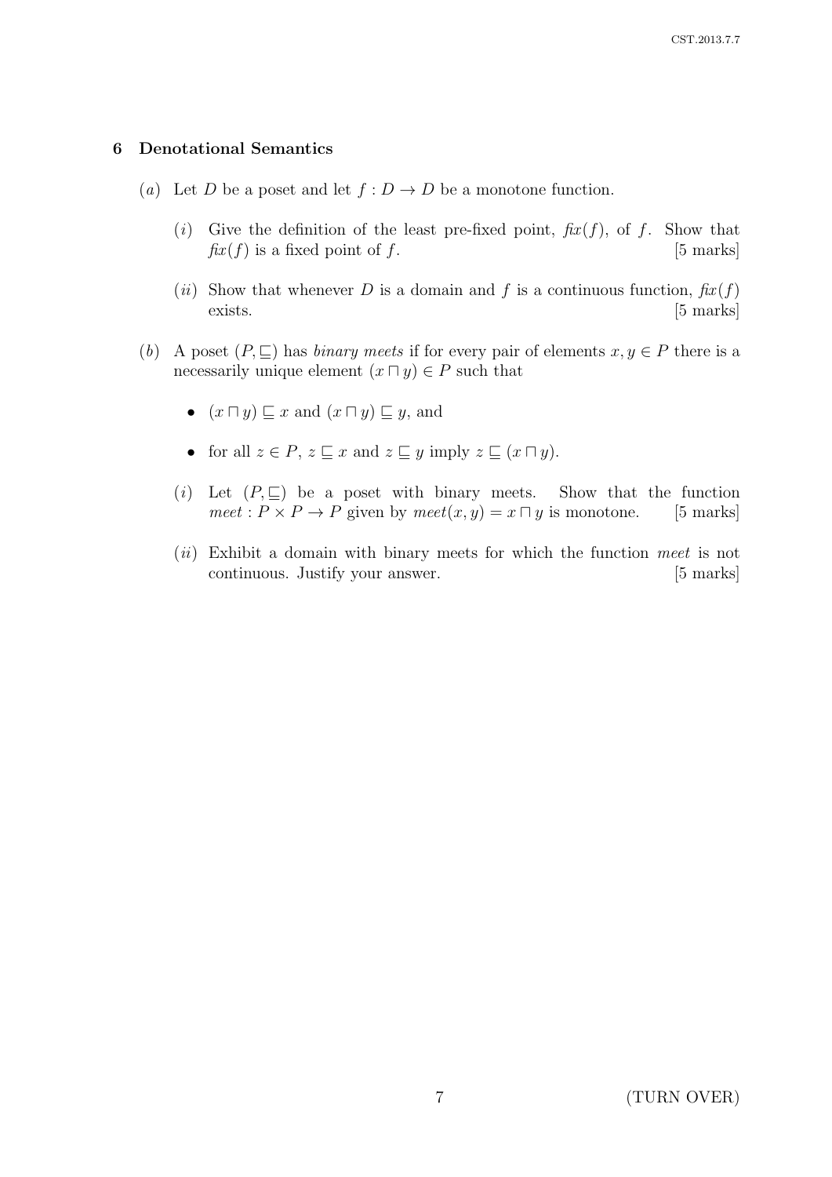## 6 Denotational Semantics

(*a*) Let $D$ be a poset and let $f : D \to D$ be a monotone function.

(*i*) Give the definition of the least pre-fixed point, $\mathit{fix}(f)$, of $f$. Show that $\mathit{fix}(f)$ is a fixed point of $f$. [5 marks]

(*ii*) Show that whenever $D$ is a domain and $f$ is a continuous function, $\mathit{fix}(f)$ exists. [5 marks]

(*b*) A poset $(P, \sqsubseteq)$ has *binary meets* if for every pair of elements $x, y \in P$ there is a necessarily unique element $(x \sqcap y) \in P$ such that

- $(x \sqcap y) \sqsubseteq x$ and $(x \sqcap y) \sqsubseteq y$, and
- for all $z \in P$, $z \sqsubseteq x$ and $z \sqsubseteq y$ imply $z \sqsubseteq (x \sqcap y)$.

(*i*) Let $(P, \sqsubseteq)$ be a poset with binary meets. Show that the function $\mathit{meet} : P \times P \to P$ given by $\mathit{meet}(x, y) = x \sqcap y$ is monotone. [5 marks]

(*ii*) Exhibit a domain with binary meets for which the function *meet* is not continuous. Justify your answer. [5 marks]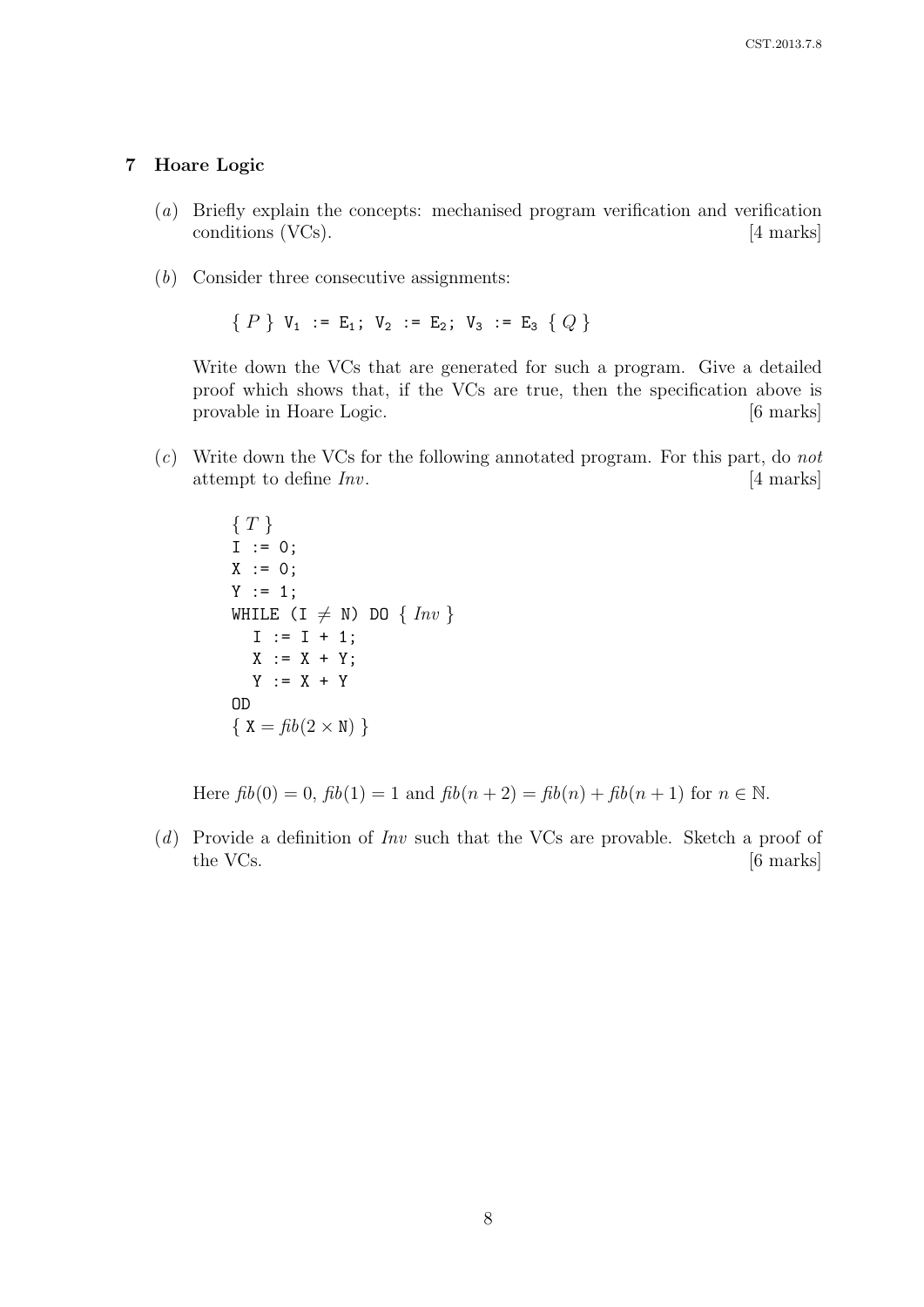## 7 Hoare Logic

(*a*) Briefly explain the concepts: mechanised program verification and verification conditions (VCs). [4 marks]

(*b*) Consider three consecutive assignments:

$\{ P \}$ $V_1$ := $E_1$; $V_2$ := $E_2$; $V_3$ := $E_3$ $\{ Q \}$

Write down the VCs that are generated for such a program. Give a detailed proof which shows that, if the VCs are true, then the specification above is provable in Hoare Logic. [6 marks]

(*c*) Write down the VCs for the following annotated program. For this part, do *not* attempt to define *Inv*. [4 marks]

```
{ T }
I := 0;
X := 0;
Y := 1;
WHILE (I ≠ N) DO { Inv }
  I := I + 1;
  X := X + Y;
  Y := X + Y
OD
{ X = fib(2 × N) }
```

Here $fib(0) = 0$, $fib(1) = 1$ and $fib(n + 2) = fib(n) + fib(n + 1)$ for $n \in \mathbb{N}$.

(*d*) Provide a definition of *Inv* such that the VCs are provable. Sketch a proof of the VCs. [6 marks]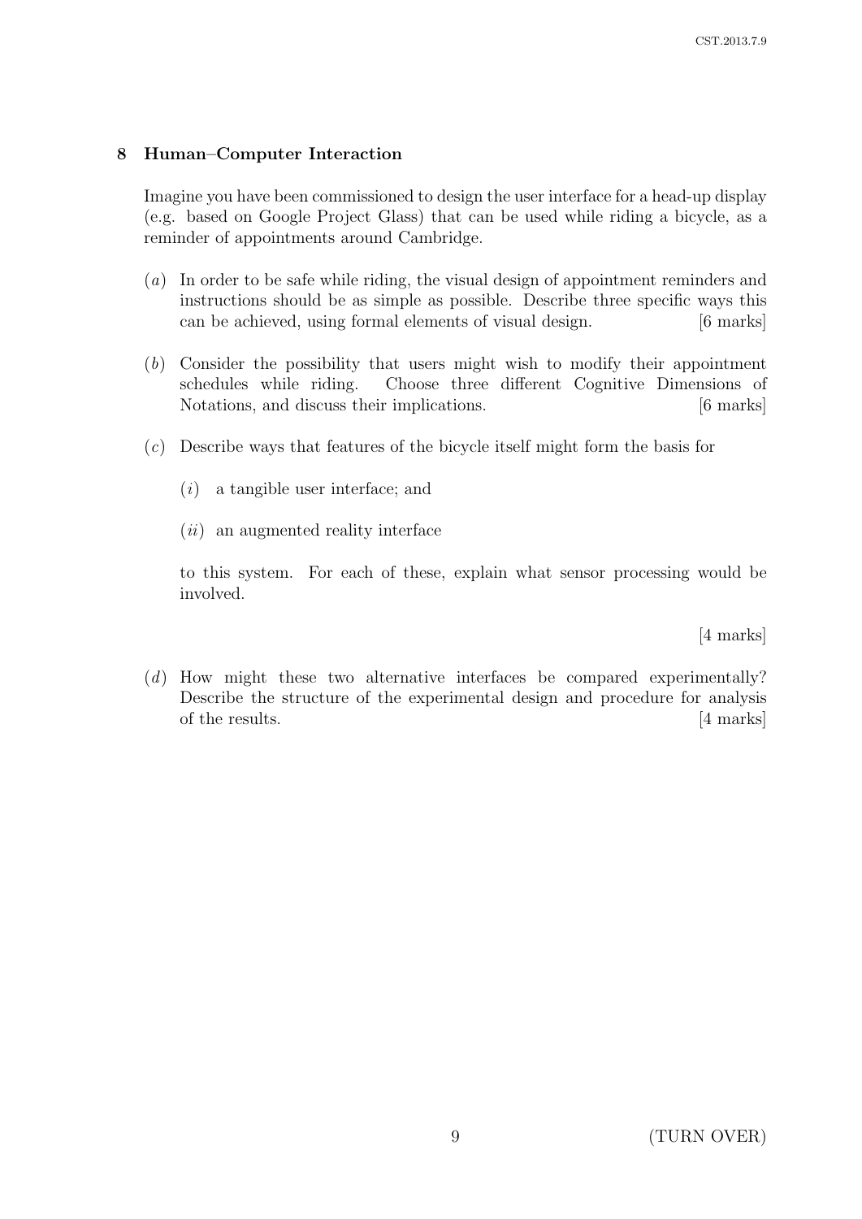## 8 Human–Computer Interaction

Imagine you have been commissioned to design the user interface for a head-up display (e.g. based on Google Project Glass) that can be used while riding a bicycle, as a reminder of appointments around Cambridge.

(*a*) In order to be safe while riding, the visual design of appointment reminders and instructions should be as simple as possible. Describe three specific ways this can be achieved, using formal elements of visual design. [6 marks]

(*b*) Consider the possibility that users might wish to modify their appointment schedules while riding. Choose three different Cognitive Dimensions of Notations, and discuss their implications. [6 marks]

(*c*) Describe ways that features of the bicycle itself might form the basis for

(*i*) a tangible user interface; and

(*ii*) an augmented reality interface

to this system. For each of these, explain what sensor processing would be involved.

[4 marks]

(*d*) How might these two alternative interfaces be compared experimentally? Describe the structure of the experimental design and procedure for analysis of the results. [4 marks]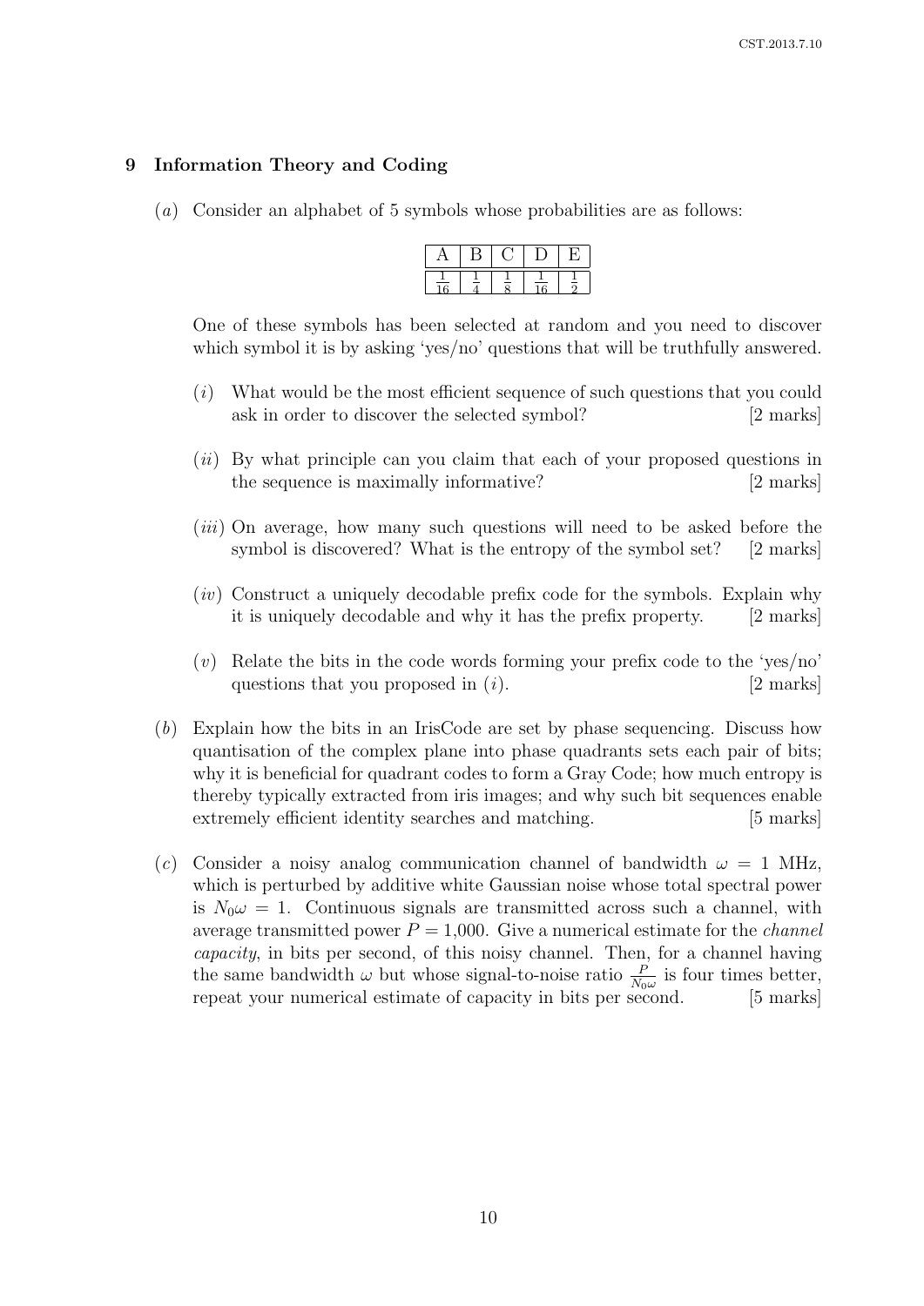## 9 Information Theory and Coding

(*a*) Consider an alphabet of 5 symbols whose probabilities are as follows:

| A | B | C | D | E |
|---|---|---|---|---|
| $\frac{1}{16}$ | $\frac{1}{4}$ | $\frac{1}{8}$ | $\frac{1}{16}$ | $\frac{1}{2}$ |

One of these symbols has been selected at random and you need to discover which symbol it is by asking 'yes/no' questions that will be truthfully answered.

(*i*) What would be the most efficient sequence of such questions that you could ask in order to discover the selected symbol? [2 marks]

(*ii*) By what principle can you claim that each of your proposed questions in the sequence is maximally informative? [2 marks]

(*iii*) On average, how many such questions will need to be asked before the symbol is discovered? What is the entropy of the symbol set? [2 marks]

(*iv*) Construct a uniquely decodable prefix code for the symbols. Explain why it is uniquely decodable and why it has the prefix property. [2 marks]

(*v*) Relate the bits in the code words forming your prefix code to the 'yes/no' questions that you proposed in (*i*). [2 marks]

(*b*) Explain how the bits in an IrisCode are set by phase sequencing. Discuss how quantisation of the complex plane into phase quadrants sets each pair of bits; why it is beneficial for quadrant codes to form a Gray Code; how much entropy is thereby typically extracted from iris images; and why such bit sequences enable extremely efficient identity searches and matching. [5 marks]

(*c*) Consider a noisy analog communication channel of bandwidth $\omega = 1$ MHz, which is perturbed by additive white Gaussian noise whose total spectral power is $N_0\omega = 1$. Continuous signals are transmitted across such a channel, with average transmitted power $P = 1{,}000$. Give a numerical estimate for the *channel capacity*, in bits per second, of this noisy channel. Then, for a channel having the same bandwidth $\omega$ but whose signal-to-noise ratio $\frac{P}{N_0\omega}$ is four times better, repeat your numerical estimate of capacity in bits per second. [5 marks]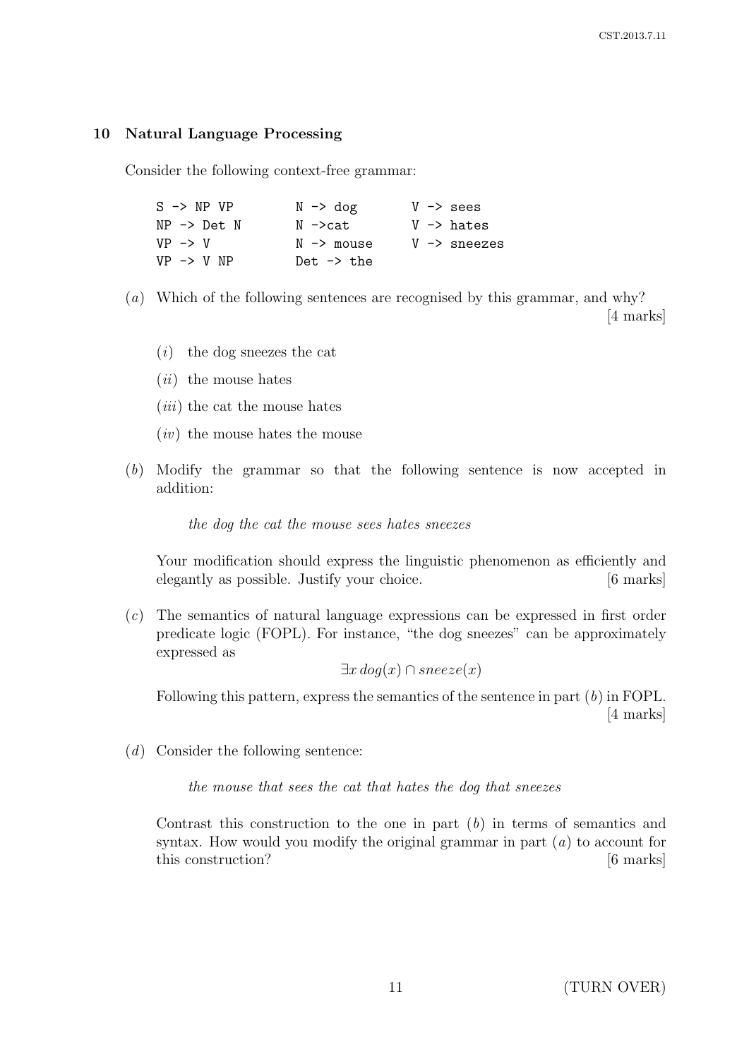## 10 Natural Language Processing

Consider the following context-free grammar:

```
S -> NP VP        N -> dog       V -> sees
NP -> Det N       N ->cat        V -> hates
VP -> V           N -> mouse     V -> sneezes
VP -> V NP        Det -> the
```

(*a*) Which of the following sentences are recognised by this grammar, and why? [4 marks]

(*i*) the dog sneezes the cat

(*ii*) the mouse hates

(*iii*) the cat the mouse hates

(*iv*) the mouse hates the mouse

(*b*) Modify the grammar so that the following sentence is now accepted in addition:

*the dog the cat the mouse sees hates sneezes*

Your modification should express the linguistic phenomenon as efficiently and elegantly as possible. Justify your choice. [6 marks]

(*c*) The semantics of natural language expressions can be expressed in first order predicate logic (FOPL). For instance, "the dog sneezes" can be approximately expressed as

$$\exists x \, dog(x) \cap sneeze(x)$$

Following this pattern, express the semantics of the sentence in part (*b*) in FOPL. [4 marks]

(*d*) Consider the following sentence:

*the mouse that sees the cat that hates the dog that sneezes*

Contrast this construction to the one in part (*b*) in terms of semantics and syntax. How would you modify the original grammar in part (*a*) to account for this construction? [6 marks]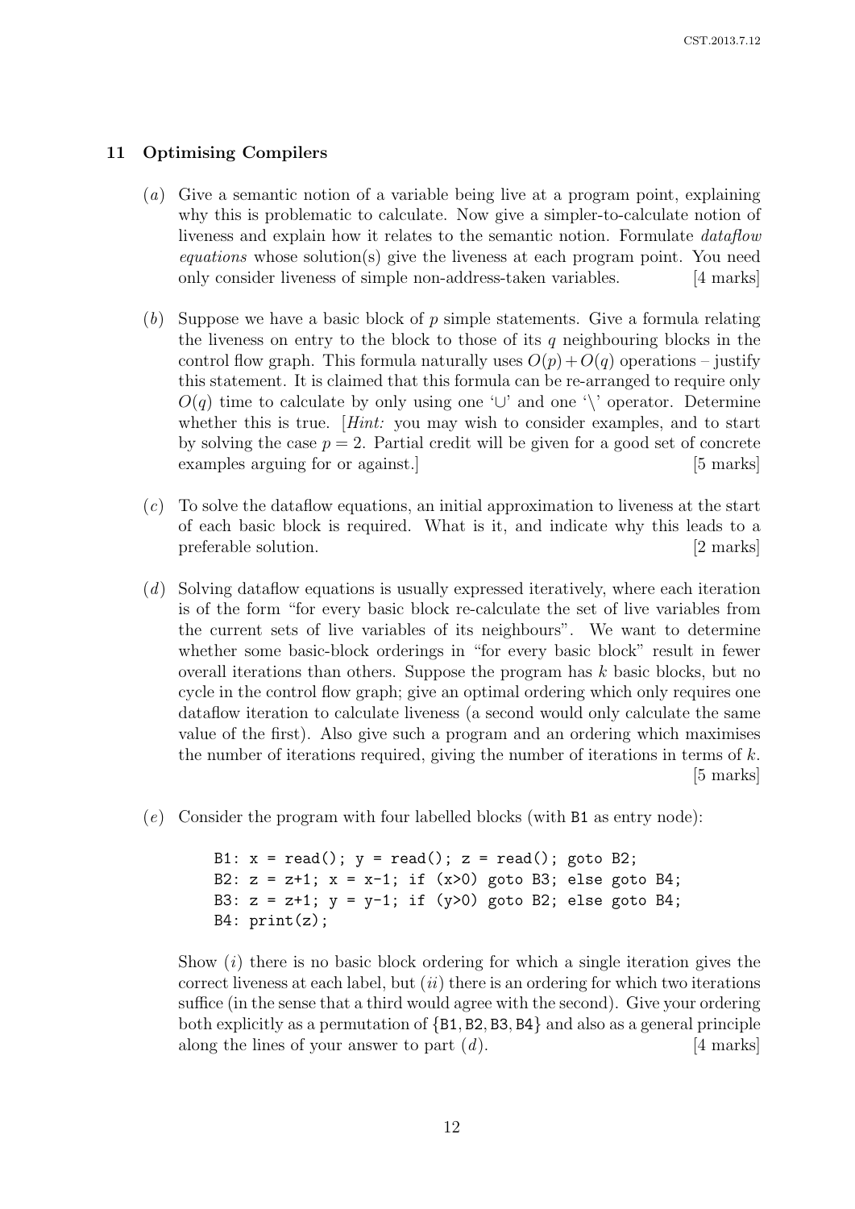## 11 Optimising Compilers

(*a*) Give a semantic notion of a variable being live at a program point, explaining why this is problematic to calculate. Now give a simpler-to-calculate notion of liveness and explain how it relates to the semantic notion. Formulate *dataflow equations* whose solution(s) give the liveness at each program point. You need only consider liveness of simple non-address-taken variables. [4 marks]

(*b*) Suppose we have a basic block of $p$ simple statements. Give a formula relating the liveness on entry to the block to those of its $q$ neighbouring blocks in the control flow graph. This formula naturally uses $O(p) + O(q)$ operations – justify this statement. It is claimed that this formula can be re-arranged to require only $O(q)$ time to calculate by only using one '$\cup$' and one '$\setminus$' operator. Determine whether this is true. [*Hint:* you may wish to consider examples, and to start by solving the case $p = 2$. Partial credit will be given for a good set of concrete examples arguing for or against.] [5 marks]

(*c*) To solve the dataflow equations, an initial approximation to liveness at the start of each basic block is required. What is it, and indicate why this leads to a preferable solution. [2 marks]

(*d*) Solving dataflow equations is usually expressed iteratively, where each iteration is of the form "for every basic block re-calculate the set of live variables from the current sets of live variables of its neighbours". We want to determine whether some basic-block orderings in "for every basic block" result in fewer overall iterations than others. Suppose the program has $k$ basic blocks, but no cycle in the control flow graph; give an optimal ordering which only requires one dataflow iteration to calculate liveness (a second would only calculate the same value of the first). Also give such a program and an ordering which maximises the number of iterations required, giving the number of iterations in terms of $k$. [5 marks]

(*e*) Consider the program with four labelled blocks (with B1 as entry node):

```
B1: x = read(); y = read(); z = read(); goto B2;
B2: z = z+1; x = x-1; if (x>0) goto B3; else goto B4;
B3: z = z+1; y = y-1; if (y>0) goto B2; else goto B4;
B4: print(z);
```

Show (*i*) there is no basic block ordering for which a single iteration gives the correct liveness at each label, but (*ii*) there is an ordering for which two iterations suffice (in the sense that a third would agree with the second). Give your ordering both explicitly as a permutation of $\{B1, B2, B3, B4\}$ and also as a general principle along the lines of your answer to part (*d*). [4 marks]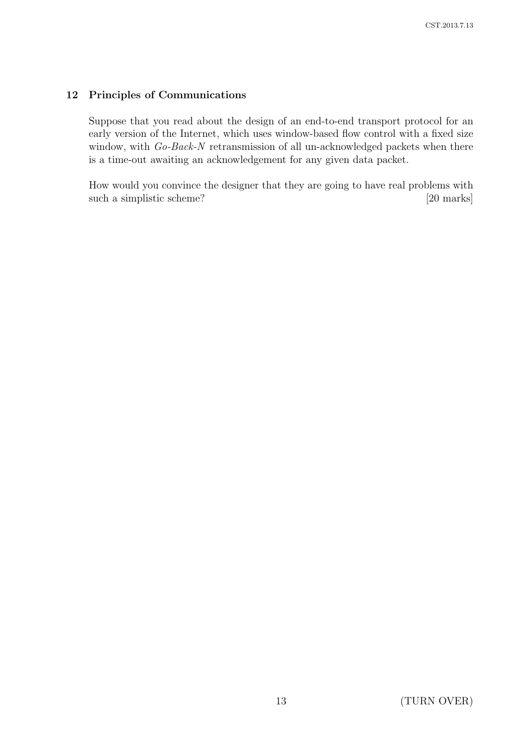## 12 Principles of Communications

Suppose that you read about the design of an end-to-end transport protocol for an early version of the Internet, which uses window-based flow control with a fixed size window, with *Go-Back-N* retransmission of all un-acknowledged packets when there is a time-out awaiting an acknowledgement for any given data packet.

How would you convince the designer that they are going to have real problems with such a simplistic scheme? [20 marks]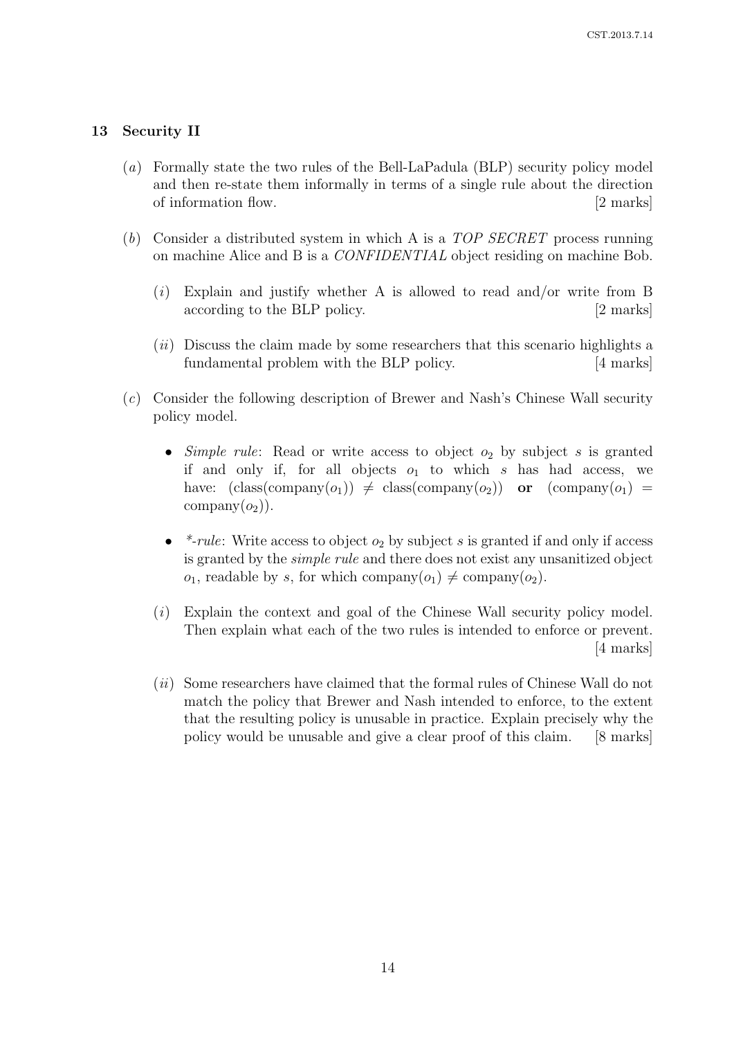## 13 Security II

(*a*) Formally state the two rules of the Bell-LaPadula (BLP) security policy model and then re-state them informally in terms of a single rule about the direction of information flow. [2 marks]

(*b*) Consider a distributed system in which A is a *TOP SECRET* process running on machine Alice and B is a *CONFIDENTIAL* object residing on machine Bob.

(*i*) Explain and justify whether A is allowed to read and/or write from B according to the BLP policy. [2 marks]

(*ii*) Discuss the claim made by some researchers that this scenario highlights a fundamental problem with the BLP policy. [4 marks]

(*c*) Consider the following description of Brewer and Nash's Chinese Wall security policy model.

- *Simple rule*: Read or write access to object $o_2$ by subject $s$ is granted if and only if, for all objects $o_1$ to which $s$ has had access, we have: $(\text{class}(\text{company}(o_1)) \neq \text{class}(\text{company}(o_2))$ **or** $(\text{company}(o_1) = \text{company}(o_2))$.

- *\*-rule*: Write access to object $o_2$ by subject $s$ is granted if and only if access is granted by the *simple rule* and there does not exist any unsanitized object $o_1$, readable by $s$, for which $\text{company}(o_1) \neq \text{company}(o_2)$.

(*i*) Explain the context and goal of the Chinese Wall security policy model. Then explain what each of the two rules is intended to enforce or prevent. [4 marks]

(*ii*) Some researchers have claimed that the formal rules of Chinese Wall do not match the policy that Brewer and Nash intended to enforce, to the extent that the resulting policy is unusable in practice. Explain precisely why the policy would be unusable and give a clear proof of this claim. [8 marks]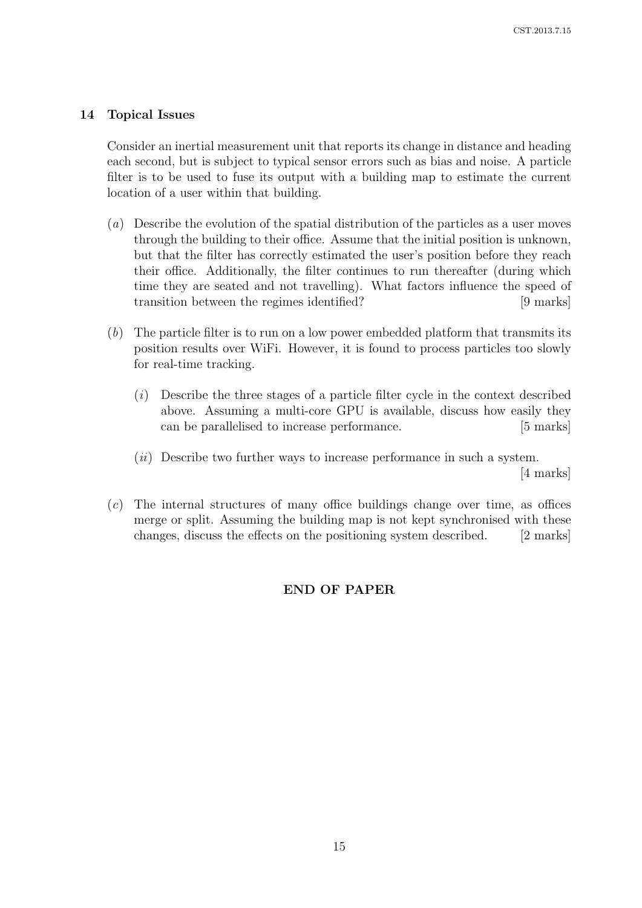## 14 Topical Issues

Consider an inertial measurement unit that reports its change in distance and heading each second, but is subject to typical sensor errors such as bias and noise. A particle filter is to be used to fuse its output with a building map to estimate the current location of a user within that building.

(*a*) Describe the evolution of the spatial distribution of the particles as a user moves through the building to their office. Assume that the initial position is unknown, but that the filter has correctly estimated the user's position before they reach their office. Additionally, the filter continues to run thereafter (during which time they are seated and not travelling). What factors influence the speed of transition between the regimes identified? [9 marks]

(*b*) The particle filter is to run on a low power embedded platform that transmits its position results over WiFi. However, it is found to process particles too slowly for real-time tracking.

(*i*) Describe the three stages of a particle filter cycle in the context described above. Assuming a multi-core GPU is available, discuss how easily they can be parallelised to increase performance. [5 marks]

(*ii*) Describe two further ways to increase performance in such a system. [4 marks]

(*c*) The internal structures of many office buildings change over time, as offices merge or split. Assuming the building map is not kept synchronised with these changes, discuss the effects on the positioning system described. [2 marks]

**END OF PAPER**